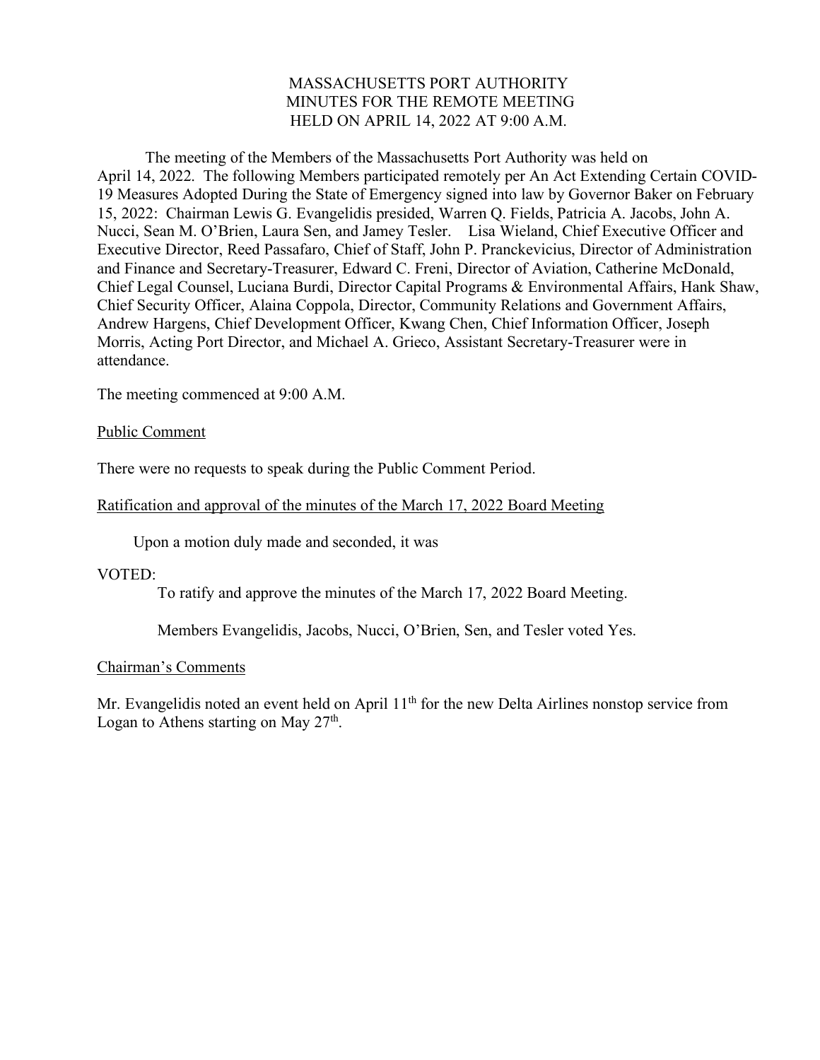# MASSACHUSETTS PORT AUTHORITY
## MINUTES FOR THE REMOTE MEETING
## HELD ON APRIL 14, 2022 AT 9:00 A.M.

The meeting of the Members of the Massachusetts Port Authority was held on April 14, 2022. The following Members participated remotely per An Act Extending Certain COVID-19 Measures Adopted During the State of Emergency signed into law by Governor Baker on February 15, 2022: Chairman Lewis G. Evangelidis presided, Warren Q. Fields, Patricia A. Jacobs, John A. Nucci, Sean M. O'Brien, Laura Sen, and Jamey Tesler. Lisa Wieland, Chief Executive Officer and Executive Director, Reed Passafaro, Chief of Staff, John P. Pranckevicius, Director of Administration and Finance and Secretary-Treasurer, Edward C. Freni, Director of Aviation, Catherine McDonald, Chief Legal Counsel, Luciana Burdi, Director Capital Programs & Environmental Affairs, Hank Shaw, Chief Security Officer, Alaina Coppola, Director, Community Relations and Government Affairs, Andrew Hargens, Chief Development Officer, Kwang Chen, Chief Information Officer, Joseph Morris, Acting Port Director, and Michael A. Grieco, Assistant Secretary-Treasurer were in attendance.

The meeting commenced at 9:00 A.M.

<u>Public Comment</u>

There were no requests to speak during the Public Comment Period.

<u>Ratification and approval of the minutes of the March 17, 2022 Board Meeting</u>

Upon a motion duly made and seconded, it was

VOTED:

To ratify and approve the minutes of the March 17, 2022 Board Meeting.

Members Evangelidis, Jacobs, Nucci, O'Brien, Sen, and Tesler voted Yes.

<u>Chairman's Comments</u>

Mr. Evangelidis noted an event held on April 11th for the new Delta Airlines nonstop service from Logan to Athens starting on May 27th.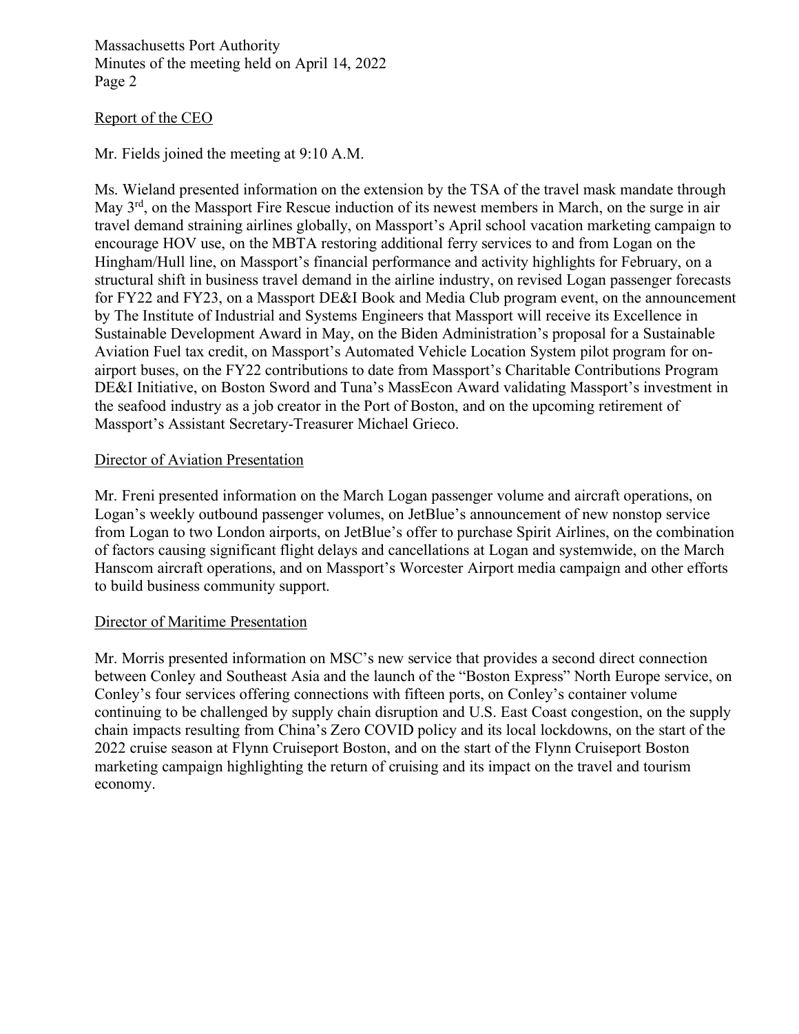## Report of the CEO

Mr. Fields joined the meeting at 9:10 A.M.

Ms. Wieland presented information on the extension by the TSA of the travel mask mandate through May 3rd, on the Massport Fire Rescue induction of its newest members in March, on the surge in air travel demand straining airlines globally, on Massport's April school vacation marketing campaign to encourage HOV use, on the MBTA restoring additional ferry services to and from Logan on the Hingham/Hull line, on Massport's financial performance and activity highlights for February, on a structural shift in business travel demand in the airline industry, on revised Logan passenger forecasts for FY22 and FY23, on a Massport DE&I Book and Media Club program event, on the announcement by The Institute of Industrial and Systems Engineers that Massport will receive its Excellence in Sustainable Development Award in May, on the Biden Administration's proposal for a Sustainable Aviation Fuel tax credit, on Massport's Automated Vehicle Location System pilot program for on-airport buses, on the FY22 contributions to date from Massport's Charitable Contributions Program DE&I Initiative, on Boston Sword and Tuna's MassEcon Award validating Massport's investment in the seafood industry as a job creator in the Port of Boston, and on the upcoming retirement of Massport's Assistant Secretary-Treasurer Michael Grieco.

## Director of Aviation Presentation

Mr. Freni presented information on the March Logan passenger volume and aircraft operations, on Logan's weekly outbound passenger volumes, on JetBlue's announcement of new nonstop service from Logan to two London airports, on JetBlue's offer to purchase Spirit Airlines, on the combination of factors causing significant flight delays and cancellations at Logan and systemwide, on the March Hanscom aircraft operations, and on Massport's Worcester Airport media campaign and other efforts to build business community support.

## Director of Maritime Presentation

Mr. Morris presented information on MSC's new service that provides a second direct connection between Conley and Southeast Asia and the launch of the "Boston Express" North Europe service, on Conley's four services offering connections with fifteen ports, on Conley's container volume continuing to be challenged by supply chain disruption and U.S. East Coast congestion, on the supply chain impacts resulting from China's Zero COVID policy and its local lockdowns, on the start of the 2022 cruise season at Flynn Cruiseport Boston, and on the start of the Flynn Cruiseport Boston marketing campaign highlighting the return of cruising and its impact on the travel and tourism economy.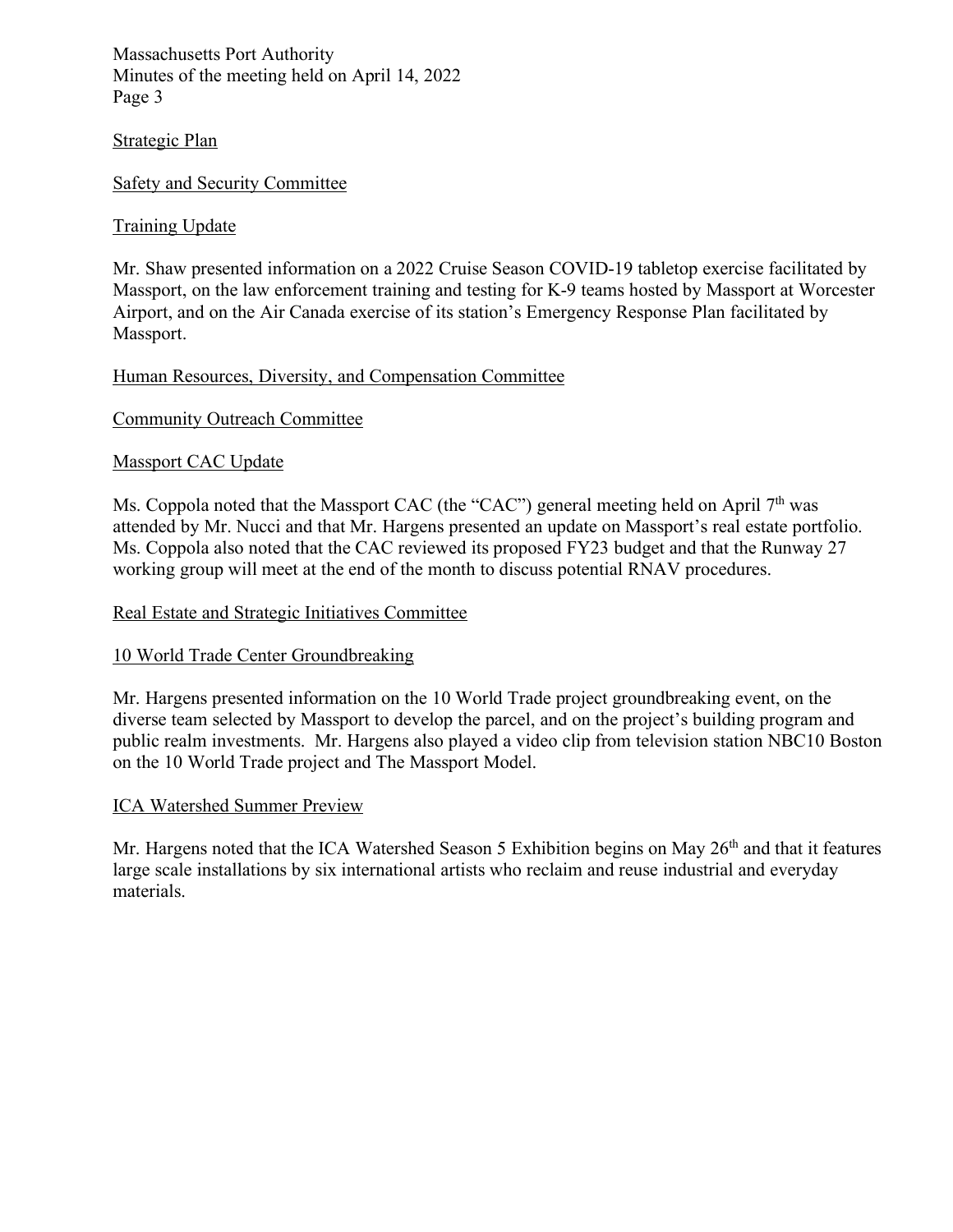Strategic Plan

Safety and Security Committee

Training Update

Mr. Shaw presented information on a 2022 Cruise Season COVID-19 tabletop exercise facilitated by Massport, on the law enforcement training and testing for K-9 teams hosted by Massport at Worcester Airport, and on the Air Canada exercise of its station's Emergency Response Plan facilitated by Massport.

Human Resources, Diversity, and Compensation Committee

Community Outreach Committee

Massport CAC Update

Ms. Coppola noted that the Massport CAC (the "CAC") general meeting held on April 7th was attended by Mr. Nucci and that Mr. Hargens presented an update on Massport's real estate portfolio. Ms. Coppola also noted that the CAC reviewed its proposed FY23 budget and that the Runway 27 working group will meet at the end of the month to discuss potential RNAV procedures.

Real Estate and Strategic Initiatives Committee

10 World Trade Center Groundbreaking

Mr. Hargens presented information on the 10 World Trade project groundbreaking event, on the diverse team selected by Massport to develop the parcel, and on the project's building program and public realm investments. Mr. Hargens also played a video clip from television station NBC10 Boston on the 10 World Trade project and The Massport Model.

ICA Watershed Summer Preview

Mr. Hargens noted that the ICA Watershed Season 5 Exhibition begins on May 26th and that it features large scale installations by six international artists who reclaim and reuse industrial and everyday materials.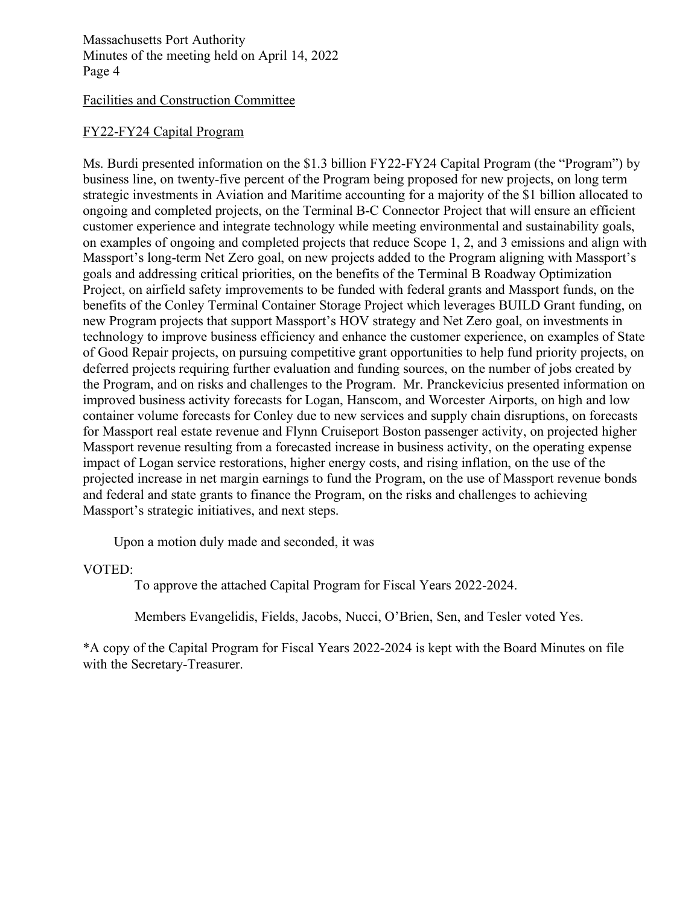Facilities and Construction Committee

FY22-FY24 Capital Program

Ms. Burdi presented information on the $1.3 billion FY22-FY24 Capital Program (the "Program") by business line, on twenty-five percent of the Program being proposed for new projects, on long term strategic investments in Aviation and Maritime accounting for a majority of the $1 billion allocated to ongoing and completed projects, on the Terminal B-C Connector Project that will ensure an efficient customer experience and integrate technology while meeting environmental and sustainability goals, on examples of ongoing and completed projects that reduce Scope 1, 2, and 3 emissions and align with Massport's long-term Net Zero goal, on new projects added to the Program aligning with Massport's goals and addressing critical priorities, on the benefits of the Terminal B Roadway Optimization Project, on airfield safety improvements to be funded with federal grants and Massport funds, on the benefits of the Conley Terminal Container Storage Project which leverages BUILD Grant funding, on new Program projects that support Massport's HOV strategy and Net Zero goal, on investments in technology to improve business efficiency and enhance the customer experience, on examples of State of Good Repair projects, on pursuing competitive grant opportunities to help fund priority projects, on deferred projects requiring further evaluation and funding sources, on the number of jobs created by the Program, and on risks and challenges to the Program. Mr. Pranckevicius presented information on improved business activity forecasts for Logan, Hanscom, and Worcester Airports, on high and low container volume forecasts for Conley due to new services and supply chain disruptions, on forecasts for Massport real estate revenue and Flynn Cruiseport Boston passenger activity, on projected higher Massport revenue resulting from a forecasted increase in business activity, on the operating expense impact of Logan service restorations, higher energy costs, and rising inflation, on the use of the projected increase in net margin earnings to fund the Program, on the use of Massport revenue bonds and federal and state grants to finance the Program, on the risks and challenges to achieving Massport's strategic initiatives, and next steps.

Upon a motion duly made and seconded, it was

VOTED:

To approve the attached Capital Program for Fiscal Years 2022-2024.

Members Evangelidis, Fields, Jacobs, Nucci, O'Brien, Sen, and Tesler voted Yes.

*A copy of the Capital Program for Fiscal Years 2022-2024 is kept with the Board Minutes on file with the Secretary-Treasurer.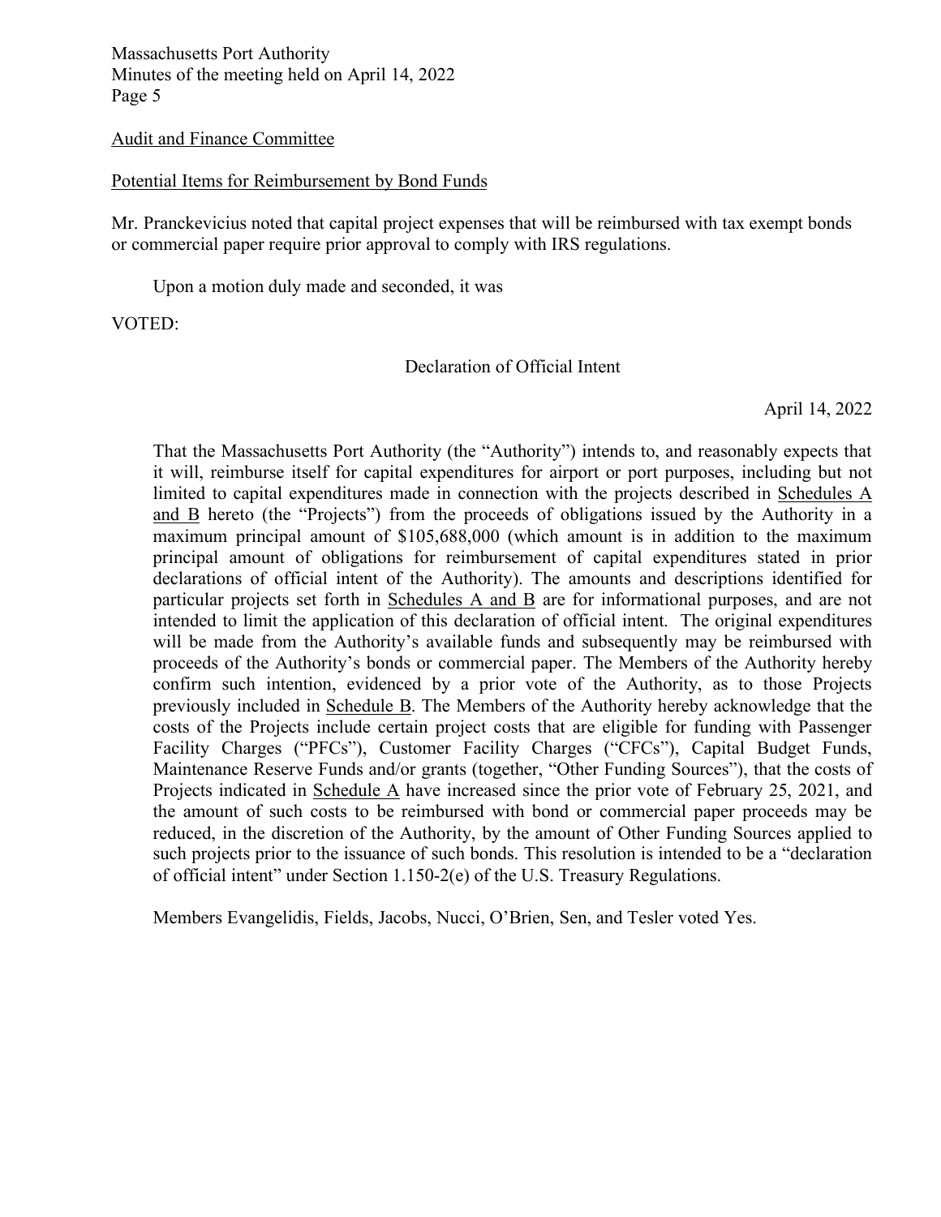Audit and Finance Committee

Potential Items for Reimbursement by Bond Funds

Mr. Pranckevicius noted that capital project expenses that will be reimbursed with tax exempt bonds or commercial paper require prior approval to comply with IRS regulations.

Upon a motion duly made and seconded, it was

VOTED:

Declaration of Official Intent

April 14, 2022

That the Massachusetts Port Authority (the "Authority") intends to, and reasonably expects that it will, reimburse itself for capital expenditures for airport or port purposes, including but not limited to capital expenditures made in connection with the projects described in Schedules A and B hereto (the "Projects") from the proceeds of obligations issued by the Authority in a maximum principal amount of $105,688,000 (which amount is in addition to the maximum principal amount of obligations for reimbursement of capital expenditures stated in prior declarations of official intent of the Authority). The amounts and descriptions identified for particular projects set forth in Schedules A and B are for informational purposes, and are not intended to limit the application of this declaration of official intent. The original expenditures will be made from the Authority's available funds and subsequently may be reimbursed with proceeds of the Authority's bonds or commercial paper. The Members of the Authority hereby confirm such intention, evidenced by a prior vote of the Authority, as to those Projects previously included in Schedule B. The Members of the Authority hereby acknowledge that the costs of the Projects include certain project costs that are eligible for funding with Passenger Facility Charges ("PFCs"), Customer Facility Charges ("CFCs"), Capital Budget Funds, Maintenance Reserve Funds and/or grants (together, "Other Funding Sources"), that the costs of Projects indicated in Schedule A have increased since the prior vote of February 25, 2021, and the amount of such costs to be reimbursed with bond or commercial paper proceeds may be reduced, in the discretion of the Authority, by the amount of Other Funding Sources applied to such projects prior to the issuance of such bonds. This resolution is intended to be a "declaration of official intent" under Section 1.150-2(e) of the U.S. Treasury Regulations.

Members Evangelidis, Fields, Jacobs, Nucci, O'Brien, Sen, and Tesler voted Yes.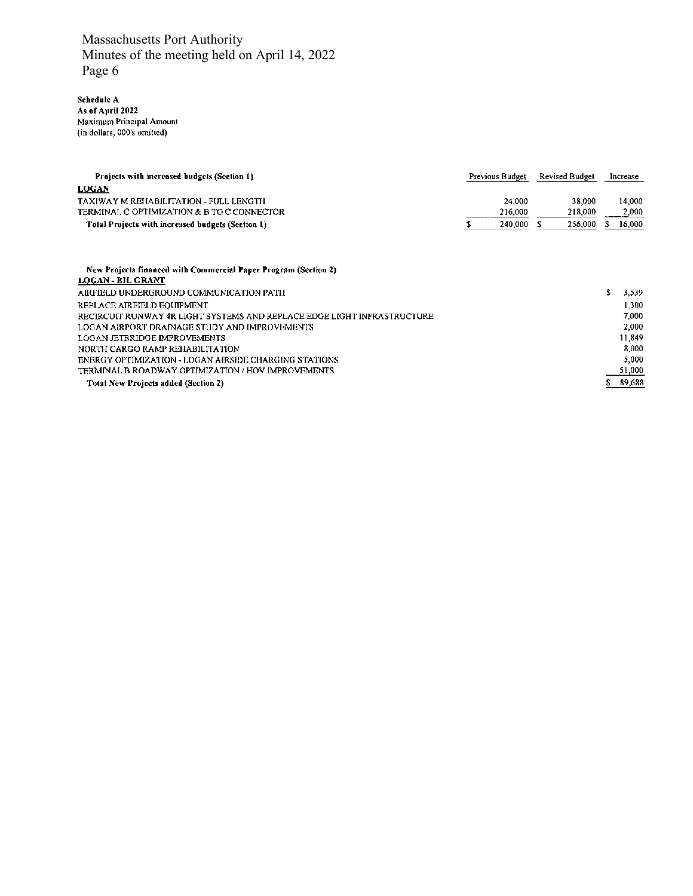**Schedule A**
**As of April 2022**
Maximum Principal Amount
(in dollars, 000's omitted)

| **Projects with increased budgets (Section 1)** | Previous Budget | Revised Budget | Increase |
|---|---|---|---|
| **LOGAN** | | | |
| TAXIWAY M REHABILITATION - FULL LENGTH | 24,000 | 38,000 | 14,000 |
| TERMINAL C OPTIMIZATION & B TO C CONNECTOR | 216,000 | 218,000 | 2,000 |
| **Total Projects with increased budgets (Section 1)** | $ 240,000 | $ 256,000 | $ 16,000 |

| **New Projects financed with Commercial Paper Program (Section 2)** | |
|---|---|
| **LOGAN - BIL GRANT** | |
| AIRFIELD UNDERGROUND COMMUNICATION PATH | $ 3,539 |
| REPLACE AIRFIELD EQUIPMENT | 1,300 |
| RECIRCUIT RUNWAY 4R LIGHT SYSTEMS AND REPLACE EDGE LIGHT INFRASTRUCTURE | 7,000 |
| LOGAN AIRPORT DRAINAGE STUDY AND IMPROVEMENTS | 2,000 |
| LOGAN JETBRIDGE IMPROVEMENTS | 11,849 |
| NORTH CARGO RAMP REHABILITATION | 8,000 |
| ENERGY OPTIMIZATION - LOGAN AIRSIDE CHARGING STATIONS | 5,000 |
| TERMINAL B ROADWAY OPTIMIZATION / HOV IMPROVEMENTS | 51,000 |
| **Total New Projects added (Section 2)** | $ 89,688 |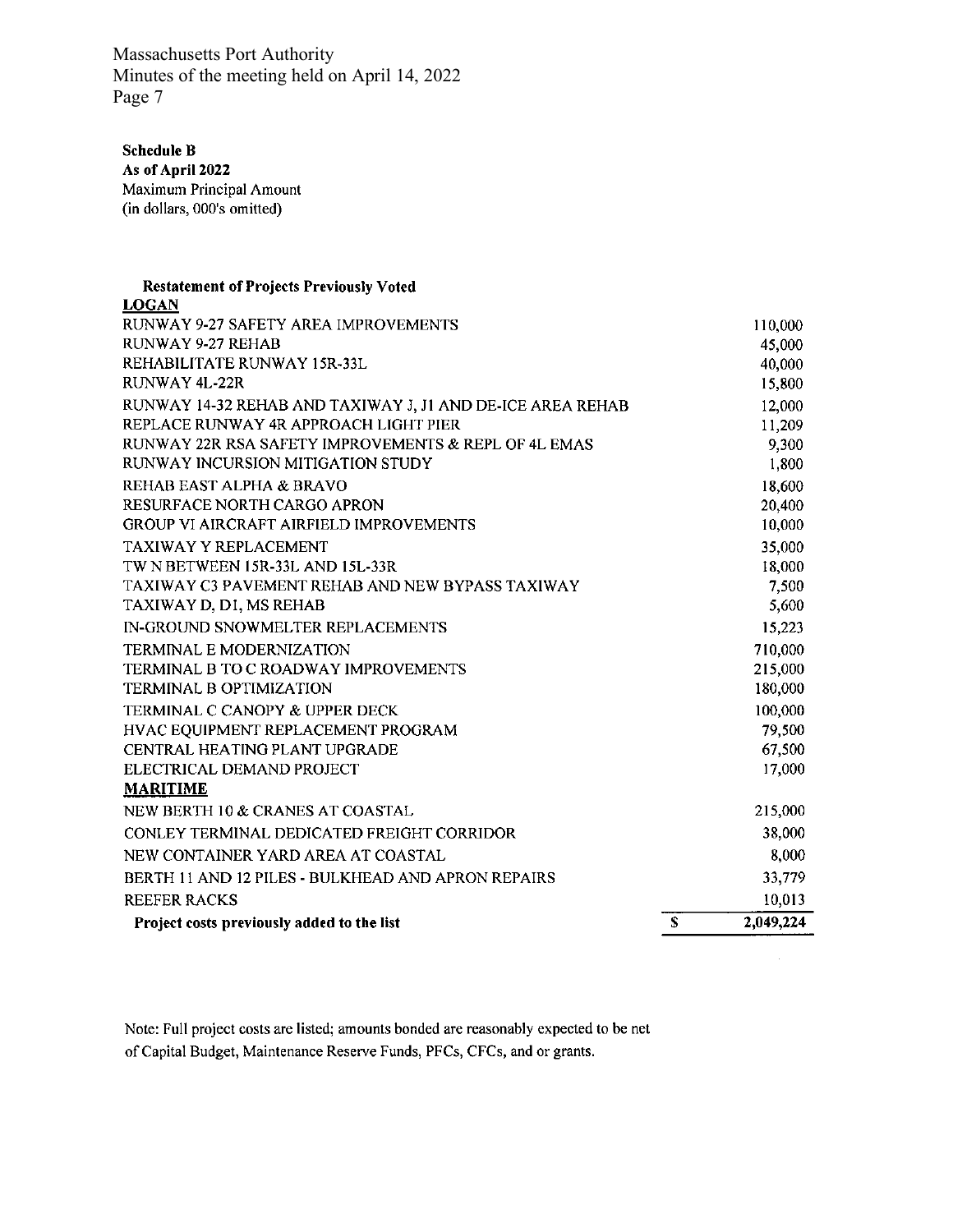**Schedule B**
**As of April 2022**
Maximum Principal Amount
(in dollars, 000's omitted)

| **Restatement of Projects Previously Voted** | |
|---|---|
| **LOGAN** | |
| RUNWAY 9-27 SAFETY AREA IMPROVEMENTS | 110,000 |
| RUNWAY 9-27 REHAB | 45,000 |
| REHABILITATE RUNWAY 15R-33L | 40,000 |
| RUNWAY 4L-22R | 15,800 |
| RUNWAY 14-32 REHAB AND TAXIWAY J, J1 AND DE-ICE AREA REHAB | 12,000 |
| REPLACE RUNWAY 4R APPROACH LIGHT PIER | 11,209 |
| RUNWAY 22R RSA SAFETY IMPROVEMENTS & REPL OF 4L EMAS | 9,300 |
| RUNWAY INCURSION MITIGATION STUDY | 1,800 |
| REHAB EAST ALPHA & BRAVO | 18,600 |
| RESURFACE NORTH CARGO APRON | 20,400 |
| GROUP VI AIRCRAFT AIRFIELD IMPROVEMENTS | 10,000 |
| TAXIWAY Y REPLACEMENT | 35,000 |
| TW N BETWEEN 15R-33L AND 15L-33R | 18,000 |
| TAXIWAY C3 PAVEMENT REHAB AND NEW BYPASS TAXIWAY | 7,500 |
| TAXIWAY D, D1, MS REHAB | 5,600 |
| IN-GROUND SNOWMELTER REPLACEMENTS | 15,223 |
| TERMINAL E MODERNIZATION | 710,000 |
| TERMINAL B TO C ROADWAY IMPROVEMENTS | 215,000 |
| TERMINAL B OPTIMIZATION | 180,000 |
| TERMINAL C CANOPY & UPPER DECK | 100,000 |
| HVAC EQUIPMENT REPLACEMENT PROGRAM | 79,500 |
| CENTRAL HEATING PLANT UPGRADE | 67,500 |
| ELECTRICAL DEMAND PROJECT | 17,000 |
| **MARITIME** | |
| NEW BERTH 10 & CRANES AT COASTAL | 215,000 |
| CONLEY TERMINAL DEDICATED FREIGHT CORRIDOR | 38,000 |
| NEW CONTAINER YARD AREA AT COASTAL | 8,000 |
| BERTH 11 AND 12 PILES - BULKHEAD AND APRON REPAIRS | 33,779 |
| REEFER RACKS | 10,013 |
| **Project costs previously added to the list** | $ 2,049,224 |

Note: Full project costs are listed; amounts bonded are reasonably expected to be net of Capital Budget, Maintenance Reserve Funds, PFCs, CFCs, and or grants.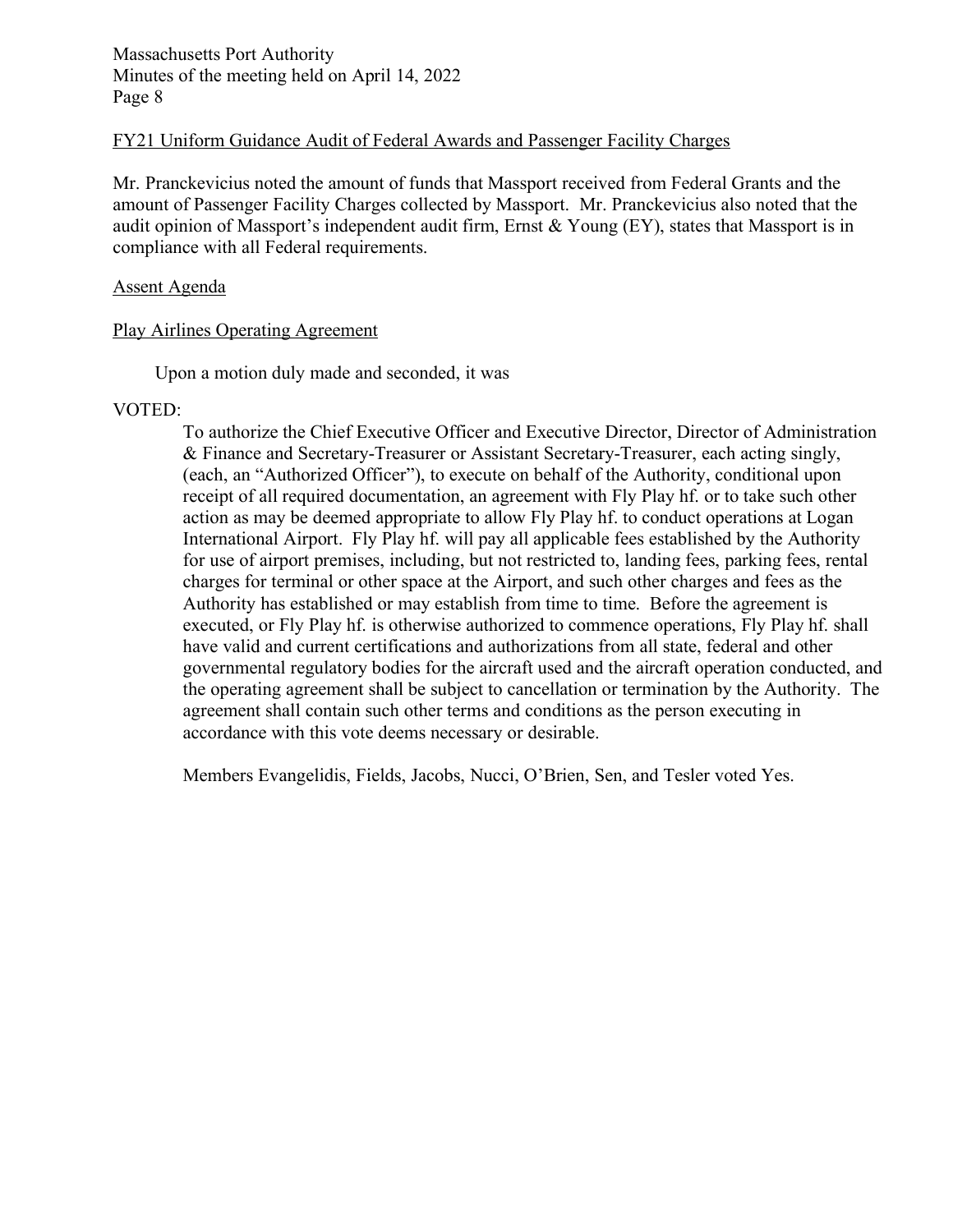## FY21 Uniform Guidance Audit of Federal Awards and Passenger Facility Charges

Mr. Pranckevicius noted the amount of funds that Massport received from Federal Grants and the amount of Passenger Facility Charges collected by Massport. Mr. Pranckevicius also noted that the audit opinion of Massport's independent audit firm, Ernst & Young (EY), states that Massport is in compliance with all Federal requirements.

## Assent Agenda

### Play Airlines Operating Agreement

Upon a motion duly made and seconded, it was

VOTED:

> To authorize the Chief Executive Officer and Executive Director, Director of Administration & Finance and Secretary-Treasurer or Assistant Secretary-Treasurer, each acting singly, (each, an "Authorized Officer"), to execute on behalf of the Authority, conditional upon receipt of all required documentation, an agreement with Fly Play hf. or to take such other action as may be deemed appropriate to allow Fly Play hf. to conduct operations at Logan International Airport. Fly Play hf. will pay all applicable fees established by the Authority for use of airport premises, including, but not restricted to, landing fees, parking fees, rental charges for terminal or other space at the Airport, and such other charges and fees as the Authority has established or may establish from time to time. Before the agreement is executed, or Fly Play hf. is otherwise authorized to commence operations, Fly Play hf. shall have valid and current certifications and authorizations from all state, federal and other governmental regulatory bodies for the aircraft used and the aircraft operation conducted, and the operating agreement shall be subject to cancellation or termination by the Authority. The agreement shall contain such other terms and conditions as the person executing in accordance with this vote deems necessary or desirable.
>
> Members Evangelidis, Fields, Jacobs, Nucci, O'Brien, Sen, and Tesler voted Yes.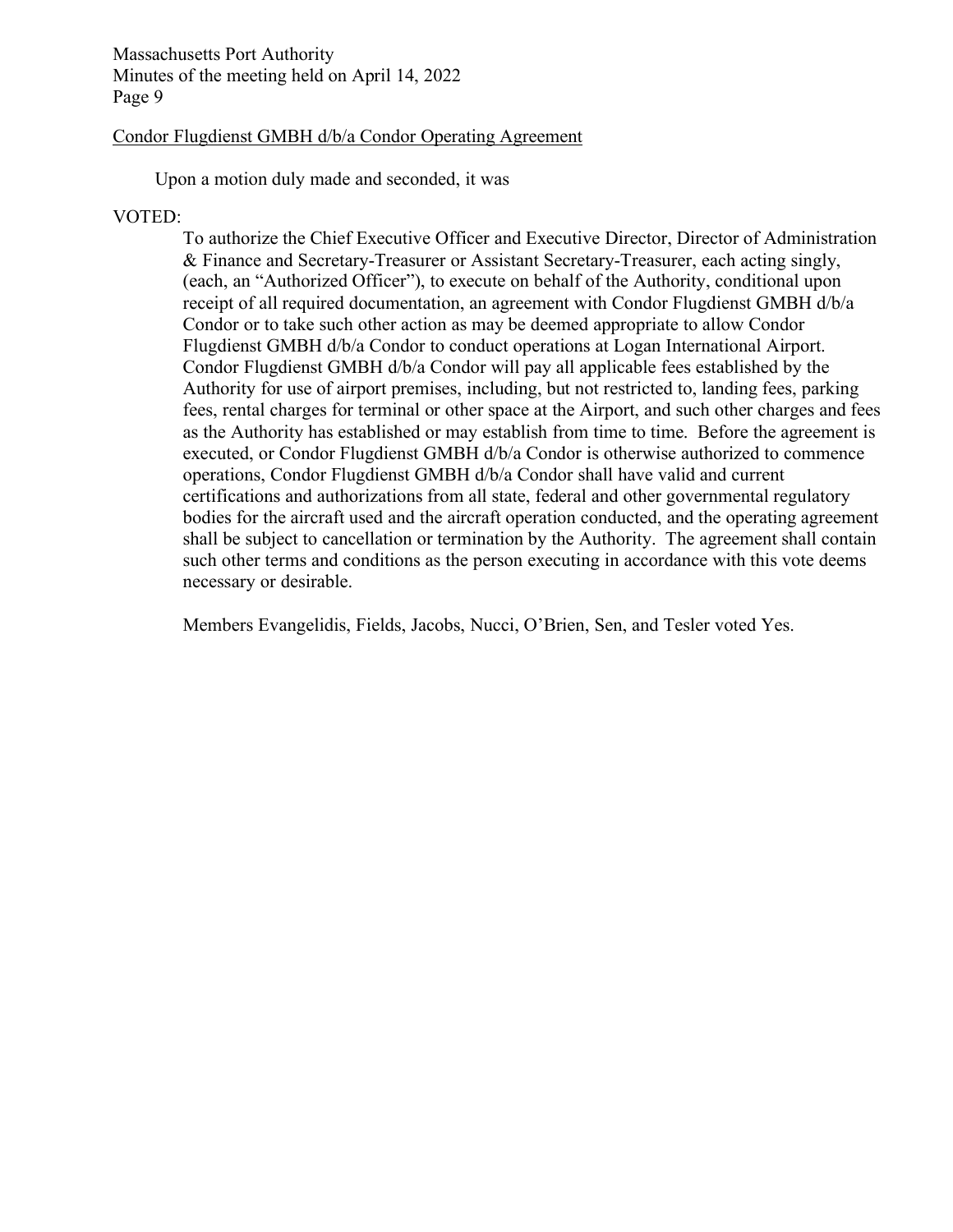Condor Flugdienst GMBH d/b/a Condor Operating Agreement

Upon a motion duly made and seconded, it was

VOTED:

To authorize the Chief Executive Officer and Executive Director, Director of Administration & Finance and Secretary-Treasurer or Assistant Secretary-Treasurer, each acting singly, (each, an "Authorized Officer"), to execute on behalf of the Authority, conditional upon receipt of all required documentation, an agreement with Condor Flugdienst GMBH d/b/a Condor or to take such other action as may be deemed appropriate to allow Condor Flugdienst GMBH d/b/a Condor to conduct operations at Logan International Airport. Condor Flugdienst GMBH d/b/a Condor will pay all applicable fees established by the Authority for use of airport premises, including, but not restricted to, landing fees, parking fees, rental charges for terminal or other space at the Airport, and such other charges and fees as the Authority has established or may establish from time to time. Before the agreement is executed, or Condor Flugdienst GMBH d/b/a Condor is otherwise authorized to commence operations, Condor Flugdienst GMBH d/b/a Condor shall have valid and current certifications and authorizations from all state, federal and other governmental regulatory bodies for the aircraft used and the aircraft operation conducted, and the operating agreement shall be subject to cancellation or termination by the Authority. The agreement shall contain such other terms and conditions as the person executing in accordance with this vote deems necessary or desirable.

Members Evangelidis, Fields, Jacobs, Nucci, O'Brien, Sen, and Tesler voted Yes.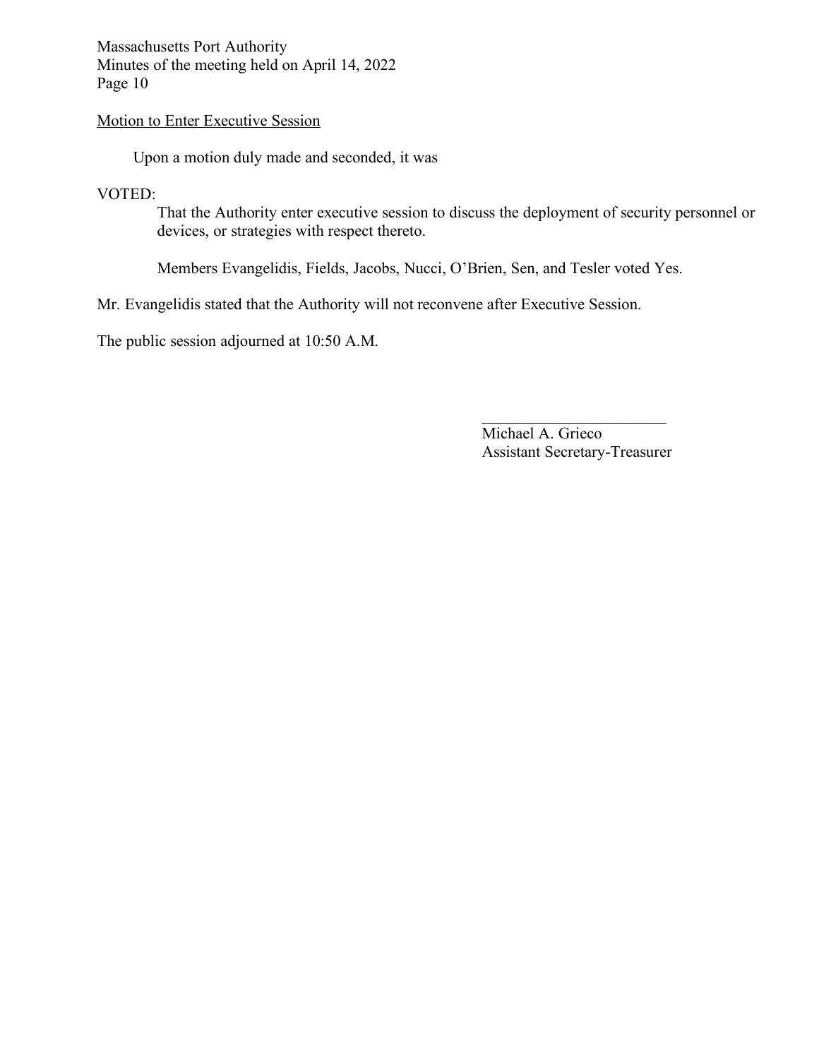Motion to Enter Executive Session

Upon a motion duly made and seconded, it was

VOTED:

That the Authority enter executive session to discuss the deployment of security personnel or devices, or strategies with respect thereto.

Members Evangelidis, Fields, Jacobs, Nucci, O'Brien, Sen, and Tesler voted Yes.

Mr. Evangelidis stated that the Authority will not reconvene after Executive Session.

The public session adjourned at 10:50 A.M.

\_\_\_\_\_\_\_\_\_\_\_\_\_\_\_\_\_\_\_\_\_\_\_\_

Michael A. Grieco
Assistant Secretary-Treasurer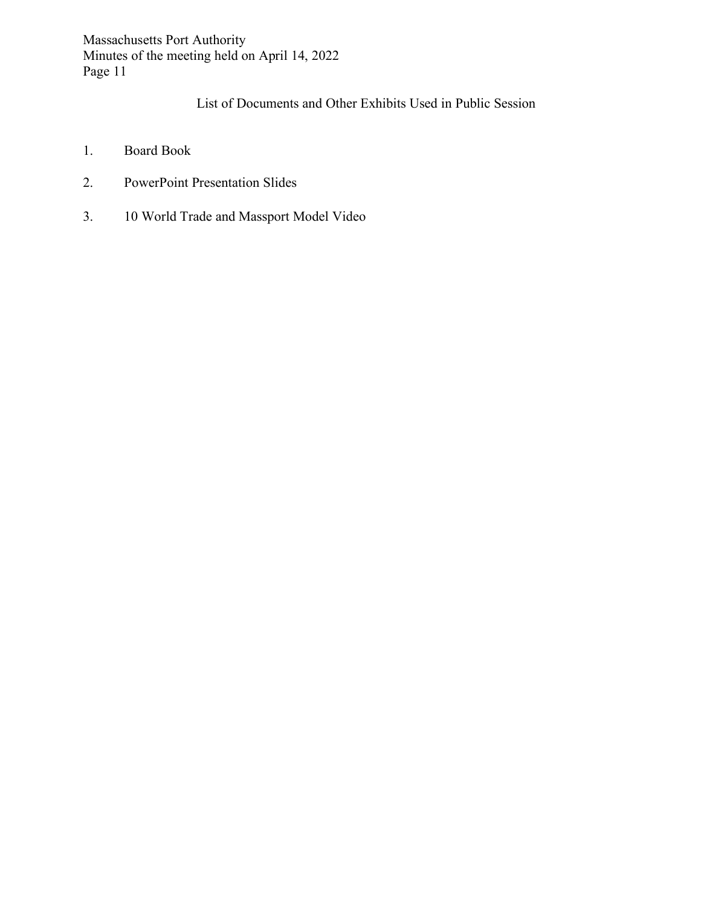## List of Documents and Other Exhibits Used in Public Session

1. Board Book

2. PowerPoint Presentation Slides

3. 10 World Trade and Massport Model Video